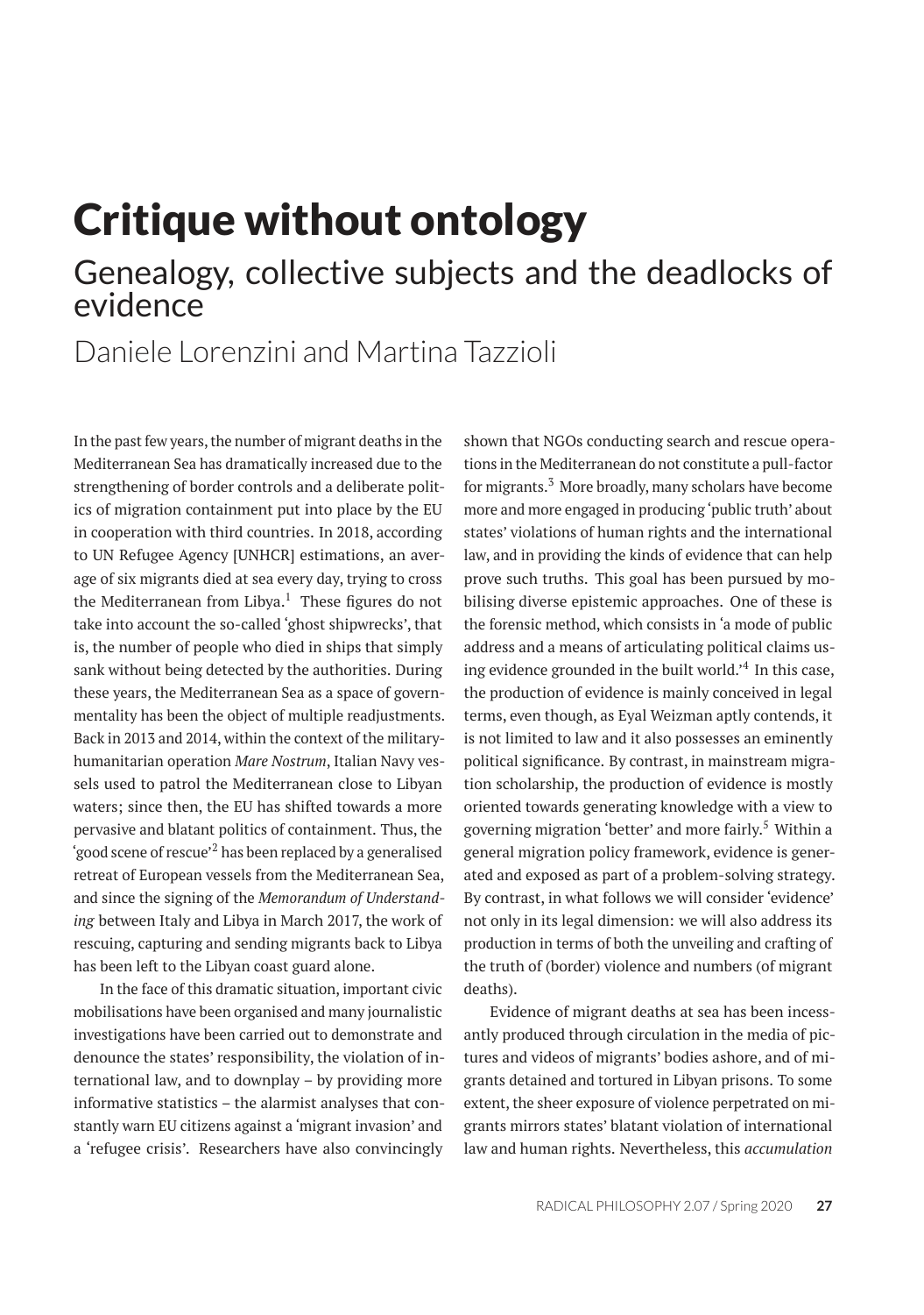# Critique without ontology

## Genealogy, collective subjects and the deadlocks of evidence

Daniele Lorenzini and Martina Tazzioli

In the past few years, the number of migrant deaths in the Mediterranean Sea has dramatically increased due to the strengthening of border controls and a deliberate politics of migration containment put into place by the EU in cooperation with third countries. In 2018, according to UN Refugee Agency [UNHCR] estimations, an average of six migrants died at sea every day, trying to cross the Mediterranean from Libya.[1] These figures do not take into account the so-called 'ghost shipwrecks', that is, the number of people who died in ships that simply sank without being detected by the authorities. During these years, the Mediterranean Sea as a space of governmentality has been the object of multiple readjustments. Back in 2013 and 2014, within the context of the military-humanitarian operation *Mare Nostrum*, Italian Navy vessels used to patrol the Mediterranean close to Libyan waters; since then, the EU has shifted towards a more pervasive and blatant politics of containment. Thus, the 'good scene of rescue'[2] has been replaced by a generalised retreat of European vessels from the Mediterranean Sea, and since the signing of the *Memorandum of Understanding* between Italy and Libya in March 2017, the work of rescuing, capturing and sending migrants back to Libya has been left to the Libyan coast guard alone.

In the face of this dramatic situation, important civic mobilisations have been organised and many journalistic investigations have been carried out to demonstrate and denounce the states' responsibility, the violation of international law, and to downplay – by providing more informative statistics – the alarmist analyses that constantly warn EU citizens against a 'migrant invasion' and a 'refugee crisis'. Researchers have also convincingly shown that NGOs conducting search and rescue operations in the Mediterranean do not constitute a pull-factor for migrants.[3] More broadly, many scholars have become more and more engaged in producing 'public truth' about states' violations of human rights and the international law, and in providing the kinds of evidence that can help prove such truths. This goal has been pursued by mobilising diverse epistemic approaches. One of these is the forensic method, which consists in 'a mode of public address and a means of articulating political claims using evidence grounded in the built world.'[4] In this case, the production of evidence is mainly conceived in legal terms, even though, as Eyal Weizman aptly contends, it is not limited to law and it also possesses an eminently political significance. By contrast, in mainstream migration scholarship, the production of evidence is mostly oriented towards generating knowledge with a view to governing migration 'better' and more fairly.[5] Within a general migration policy framework, evidence is generated and exposed as part of a problem-solving strategy. By contrast, in what follows we will consider 'evidence' not only in its legal dimension: we will also address its production in terms of both the unveiling and crafting of the truth of (border) violence and numbers (of migrant deaths).

Evidence of migrant deaths at sea has been incessantly produced through circulation in the media of pictures and videos of migrants' bodies ashore, and of migrants detained and tortured in Libyan prisons. To some extent, the sheer exposure of violence perpetrated on migrants mirrors states' blatant violation of international law and human rights. Nevertheless, this *accumulation*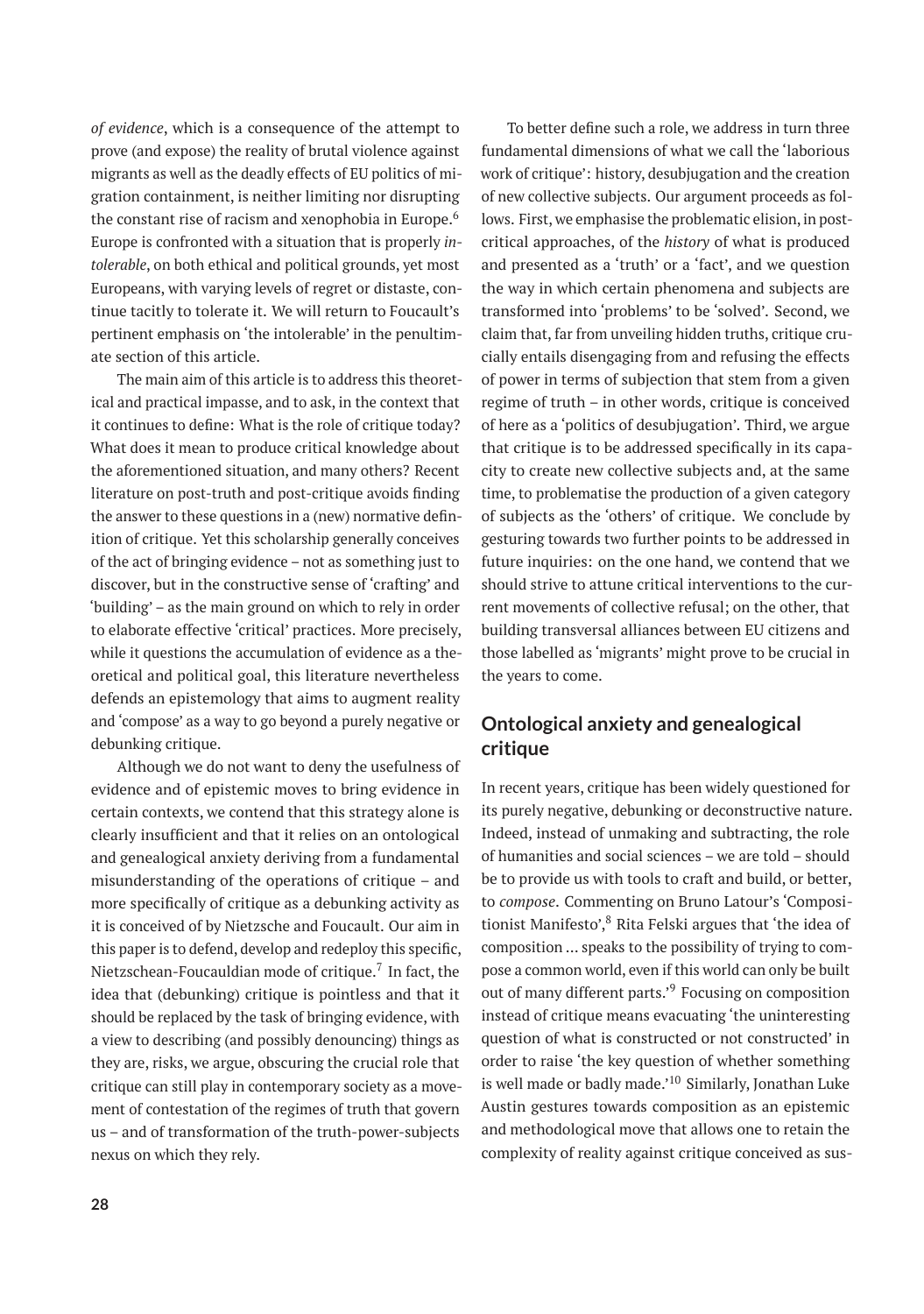*of evidence*, which is a consequence of the attempt to prove (and expose) the reality of brutal violence against migrants as well as the deadly effects of EU politics of migration containment, is neither limiting nor disrupting the constant rise of racism and xenophobia in Europe.[6] Europe is confronted with a situation that is properly *intolerable*, on both ethical and political grounds, yet most Europeans, with varying levels of regret or distaste, continue tacitly to tolerate it. We will return to Foucault's pertinent emphasis on 'the intolerable' in the penultimate section of this article.

The main aim of this article is to address this theoretical and practical impasse, and to ask, in the context that it continues to define: What is the role of critique today? What does it mean to produce critical knowledge about the aforementioned situation, and many others? Recent literature on post-truth and post-critique avoids finding the answer to these questions in a (new) normative definition of critique. Yet this scholarship generally conceives of the act of bringing evidence – not as something just to discover, but in the constructive sense of 'crafting' and 'building' – as the main ground on which to rely in order to elaborate effective 'critical' practices. More precisely, while it questions the accumulation of evidence as a theoretical and political goal, this literature nevertheless defends an epistemology that aims to augment reality and 'compose' as a way to go beyond a purely negative or debunking critique.

Although we do not want to deny the usefulness of evidence and of epistemic moves to bring evidence in certain contexts, we contend that this strategy alone is clearly insufficient and that it relies on an ontological and genealogical anxiety deriving from a fundamental misunderstanding of the operations of critique – and more specifically of critique as a debunking activity as it is conceived of by Nietzsche and Foucault. Our aim in this paper is to defend, develop and redeploy this specific, Nietzschean-Foucauldian mode of critique.[7] In fact, the idea that (debunking) critique is pointless and that it should be replaced by the task of bringing evidence, with a view to describing (and possibly denouncing) things as they are, risks, we argue, obscuring the crucial role that critique can still play in contemporary society as a movement of contestation of the regimes of truth that govern us – and of transformation of the truth-power-subjects nexus on which they rely.

To better define such a role, we address in turn three fundamental dimensions of what we call the 'laborious work of critique': history, desubjugation and the creation of new collective subjects. Our argument proceeds as follows. First, we emphasise the problematic elision, in post-critical approaches, of the *history* of what is produced and presented as a 'truth' or a 'fact', and we question the way in which certain phenomena and subjects are transformed into 'problems' to be 'solved'. Second, we claim that, far from unveiling hidden truths, critique crucially entails disengaging from and refusing the effects of power in terms of subjection that stem from a given regime of truth – in other words, critique is conceived of here as a 'politics of desubjugation'. Third, we argue that critique is to be addressed specifically in its capacity to create new collective subjects and, at the same time, to problematise the production of a given category of subjects as the 'others' of critique. We conclude by gesturing towards two further points to be addressed in future inquiries: on the one hand, we contend that we should strive to attune critical interventions to the current movements of collective refusal; on the other, that building transversal alliances between EU citizens and those labelled as 'migrants' might prove to be crucial in the years to come.

## Ontological anxiety and genealogical critique

In recent years, critique has been widely questioned for its purely negative, debunking or deconstructive nature. Indeed, instead of unmaking and subtracting, the role of humanities and social sciences – we are told – should be to provide us with tools to craft and build, or better, to *compose*. Commenting on Bruno Latour's 'Compositionist Manifesto',[8] Rita Felski argues that 'the idea of composition ... speaks to the possibility of trying to compose a common world, even if this world can only be built out of many different parts.'[9] Focusing on composition instead of critique means evacuating 'the uninteresting question of what is constructed or not constructed' in order to raise 'the key question of whether something is well made or badly made.'[10] Similarly, Jonathan Luke Austin gestures towards composition as an epistemic and methodological move that allows one to retain the complexity of reality against critique conceived as sus-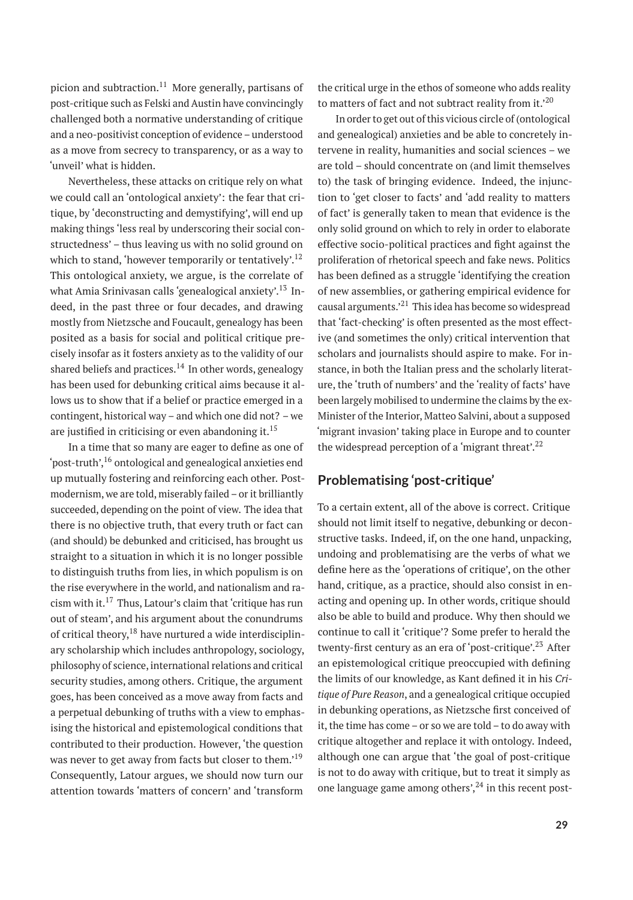picion and subtraction.[11] More generally, partisans of post-critique such as Felski and Austin have convincingly challenged both a normative understanding of critique and a neo-positivist conception of evidence – understood as a move from secrecy to transparency, or as a way to 'unveil' what is hidden.

Nevertheless, these attacks on critique rely on what we could call an 'ontological anxiety': the fear that critique, by 'deconstructing and demystifying', will end up making things 'less real by underscoring their social constructedness' – thus leaving us with no solid ground on which to stand, 'however temporarily or tentatively'.[12] This ontological anxiety, we argue, is the correlate of what Amia Srinivasan calls 'genealogical anxiety'.[13] Indeed, in the past three or four decades, and drawing mostly from Nietzsche and Foucault, genealogy has been posited as a basis for social and political critique precisely insofar as it fosters anxiety as to the validity of our shared beliefs and practices.[14] In other words, genealogy has been used for debunking critical aims because it allows us to show that if a belief or practice emerged in a contingent, historical way – and which one did not? – we are justified in criticising or even abandoning it.[15]

In a time that so many are eager to define as one of 'post-truth',[16] ontological and genealogical anxieties end up mutually fostering and reinforcing each other. Postmodernism, we are told, miserably failed – or it brilliantly succeeded, depending on the point of view. The idea that there is no objective truth, that every truth or fact can (and should) be debunked and criticised, has brought us straight to a situation in which it is no longer possible to distinguish truths from lies, in which populism is on the rise everywhere in the world, and nationalism and racism with it.[17] Thus, Latour's claim that 'critique has run out of steam', and his argument about the conundrums of critical theory,[18] have nurtured a wide interdisciplinary scholarship which includes anthropology, sociology, philosophy of science, international relations and critical security studies, among others. Critique, the argument goes, has been conceived as a move away from facts and a perpetual debunking of truths with a view to emphasising the historical and epistemological conditions that contributed to their production. However, 'the question was never to get away from facts but closer to them.'[19] Consequently, Latour argues, we should now turn our attention towards 'matters of concern' and 'transform the critical urge in the ethos of someone who adds reality to matters of fact and not subtract reality from it.'[20]

In order to get out of this vicious circle of (ontological and genealogical) anxieties and be able to concretely intervene in reality, humanities and social sciences – we are told – should concentrate on (and limit themselves to) the task of bringing evidence. Indeed, the injunction to 'get closer to facts' and 'add reality to matters of fact' is generally taken to mean that evidence is the only solid ground on which to rely in order to elaborate effective socio-political practices and fight against the proliferation of rhetorical speech and fake news. Politics has been defined as a struggle 'identifying the creation of new assemblies, or gathering empirical evidence for causal arguments.'[21] This idea has become so widespread that 'fact-checking' is often presented as the most effective (and sometimes the only) critical intervention that scholars and journalists should aspire to make. For instance, in both the Italian press and the scholarly literature, the 'truth of numbers' and the 'reality of facts' have been largely mobilised to undermine the claims by the ex-Minister of the Interior, Matteo Salvini, about a supposed 'migrant invasion' taking place in Europe and to counter the widespread perception of a 'migrant threat'.[22]

## Problematising 'post-critique'

To a certain extent, all of the above is correct. Critique should not limit itself to negative, debunking or deconstructive tasks. Indeed, if, on the one hand, unpacking, undoing and problematising are the verbs of what we define here as the 'operations of critique', on the other hand, critique, as a practice, should also consist in enacting and opening up. In other words, critique should also be able to build and produce. Why then should we continue to call it 'critique'? Some prefer to herald the twenty-first century as an era of 'post-critique'.[23] After an epistemological critique preoccupied with defining the limits of our knowledge, as Kant defined it in his *Critique of Pure Reason*, and a genealogical critique occupied in debunking operations, as Nietzsche first conceived of it, the time has come – or so we are told – to do away with critique altogether and replace it with ontology. Indeed, although one can argue that 'the goal of post-critique is not to do away with critique, but to treat it simply as one language game among others',[24] in this recent post-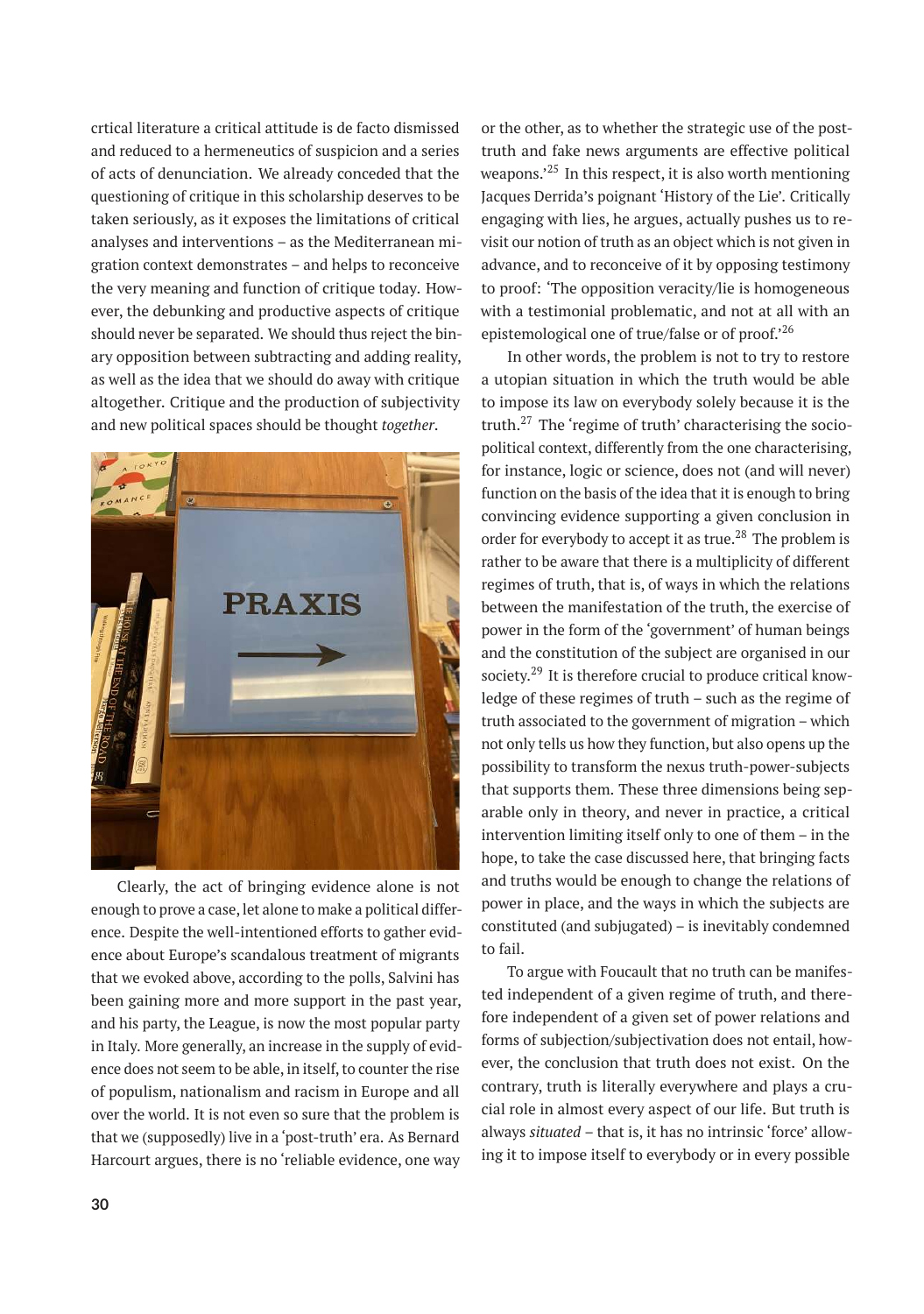crtical literature a critical attitude is de facto dismissed and reduced to a hermeneutics of suspicion and a series of acts of denunciation. We already conceded that the questioning of critique in this scholarship deserves to be taken seriously, as it exposes the limitations of critical analyses and interventions – as the Mediterranean migration context demonstrates – and helps to reconceive the very meaning and function of critique today. However, the debunking and productive aspects of critique should never be separated. We should thus reject the binary opposition between subtracting and adding reality, as well as the idea that we should do away with critique altogether. Critique and the production of subjectivity and new political spaces should be thought *together*.

Clearly, the act of bringing evidence alone is not enough to prove a case, let alone to make a political difference. Despite the well-intentioned efforts to gather evidence about Europe's scandalous treatment of migrants that we evoked above, according to the polls, Salvini has been gaining more and more support in the past year, and his party, the League, is now the most popular party in Italy. More generally, an increase in the supply of evidence does not seem to be able, in itself, to counter the rise of populism, nationalism and racism in Europe and all over the world. It is not even so sure that the problem is that we (supposedly) live in a 'post-truth' era. As Bernard Harcourt argues, there is no 'reliable evidence, one way or the other, as to whether the strategic use of the post-truth and fake news arguments are effective political weapons.'[25] In this respect, it is also worth mentioning Jacques Derrida's poignant 'History of the Lie'. Critically engaging with lies, he argues, actually pushes us to revisit our notion of truth as an object which is not given in advance, and to reconceive of it by opposing testimony to proof: 'The opposition veracity/lie is homogeneous with a testimonial problematic, and not at all with an epistemological one of true/false or of proof.'[26]

In other words, the problem is not to try to restore a utopian situation in which the truth would be able to impose its law on everybody solely because it is the truth.[27] The 'regime of truth' characterising the socio-political context, differently from the one characterising, for instance, logic or science, does not (and will never) function on the basis of the idea that it is enough to bring convincing evidence supporting a given conclusion in order for everybody to accept it as true.[28] The problem is rather to be aware that there is a multiplicity of different regimes of truth, that is, of ways in which the relations between the manifestation of the truth, the exercise of power in the form of the 'government' of human beings and the constitution of the subject are organised in our society.[29] It is therefore crucial to produce critical knowledge of these regimes of truth – such as the regime of truth associated to the government of migration – which not only tells us how they function, but also opens up the possibility to transform the nexus truth-power-subjects that supports them. These three dimensions being separable only in theory, and never in practice, a critical intervention limiting itself only to one of them – in the hope, to take the case discussed here, that bringing facts and truths would be enough to change the relations of power in place, and the ways in which the subjects are constituted (and subjugated) – is inevitably condemned to fail.

To argue with Foucault that no truth can be manifested independent of a given regime of truth, and therefore independent of a given set of power relations and forms of subjection/subjectivation does not entail, however, the conclusion that truth does not exist. On the contrary, truth is literally everywhere and plays a crucial role in almost every aspect of our life. But truth is always *situated* – that is, it has no intrinsic 'force' allowing it to impose itself to everybody or in every possible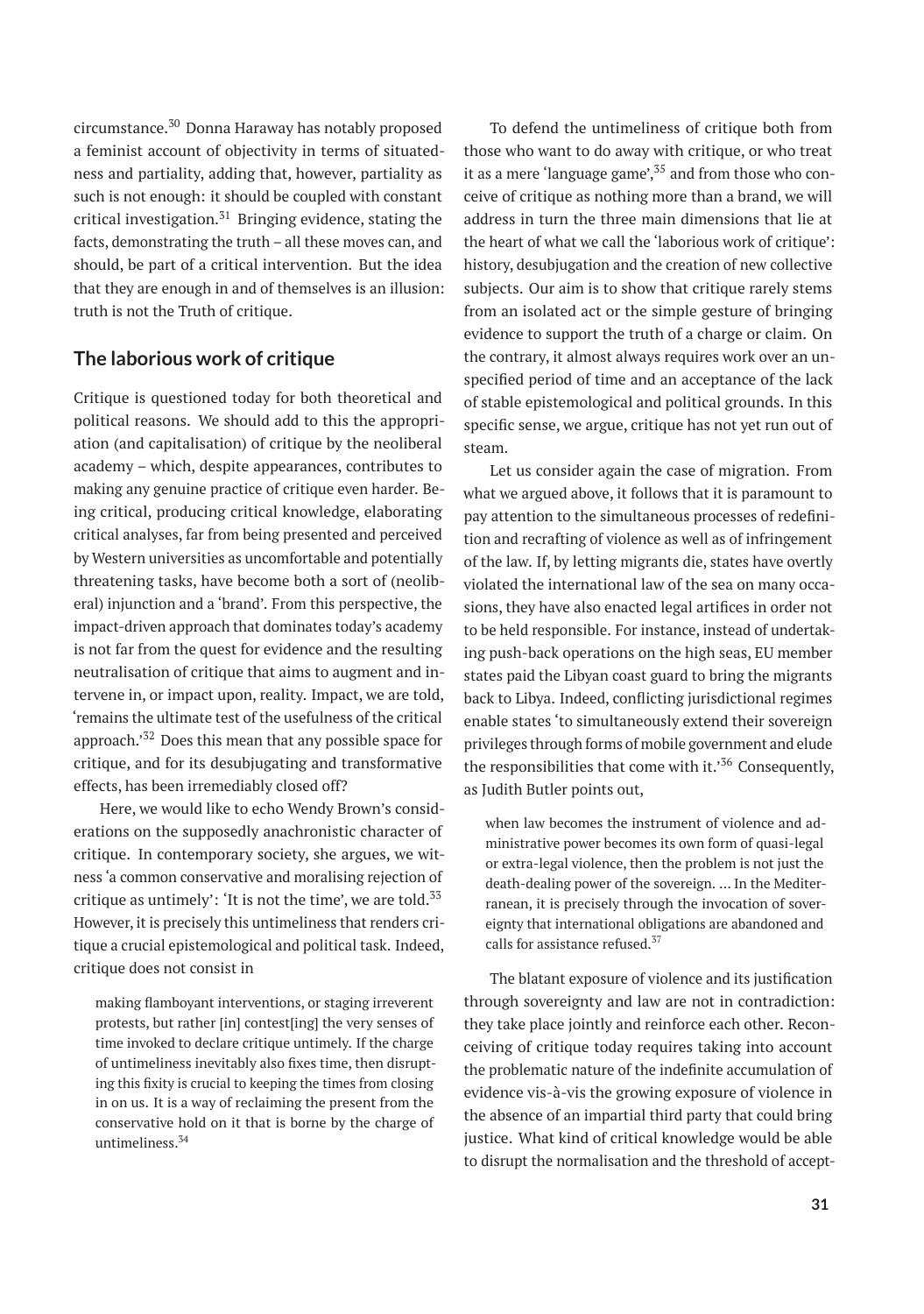circumstance.[30] Donna Haraway has notably proposed a feminist account of objectivity in terms of situatedness and partiality, adding that, however, partiality as such is not enough: it should be coupled with constant critical investigation.[31] Bringing evidence, stating the facts, demonstrating the truth – all these moves can, and should, be part of a critical intervention. But the idea that they are enough in and of themselves is an illusion: truth is not the Truth of critique.

## The laborious work of critique

Critique is questioned today for both theoretical and political reasons. We should add to this the appropriation (and capitalisation) of critique by the neoliberal academy – which, despite appearances, contributes to making any genuine practice of critique even harder. Being critical, producing critical knowledge, elaborating critical analyses, far from being presented and perceived by Western universities as uncomfortable and potentially threatening tasks, have become both a sort of (neoliberal) injunction and a 'brand'. From this perspective, the impact-driven approach that dominates today's academy is not far from the quest for evidence and the resulting neutralisation of critique that aims to augment and intervene in, or impact upon, reality. Impact, we are told, 'remains the ultimate test of the usefulness of the critical approach.'[32] Does this mean that any possible space for critique, and for its desubjugating and transformative effects, has been irremediably closed off?

Here, we would like to echo Wendy Brown's considerations on the supposedly anachronistic character of critique. In contemporary society, she argues, we witness 'a common conservative and moralising rejection of critique as untimely': 'It is not the time', we are told.[33] However, it is precisely this untimeliness that renders critique a crucial epistemological and political task. Indeed, critique does not consist in

> making flamboyant interventions, or staging irreverent protests, but rather [in] contest[ing] the very senses of time invoked to declare critique untimely. If the charge of untimeliness inevitably also fixes time, then disrupting this fixity is crucial to keeping the times from closing in on us. It is a way of reclaiming the present from the conservative hold on it that is borne by the charge of untimeliness.[34]

To defend the untimeliness of critique both from those who want to do away with critique, or who treat it as a mere 'language game',[35] and from those who conceive of critique as nothing more than a brand, we will address in turn the three main dimensions that lie at the heart of what we call the 'laborious work of critique': history, desubjugation and the creation of new collective subjects. Our aim is to show that critique rarely stems from an isolated act or the simple gesture of bringing evidence to support the truth of a charge or claim. On the contrary, it almost always requires work over an unspecified period of time and an acceptance of the lack of stable epistemological and political grounds. In this specific sense, we argue, critique has not yet run out of steam.

Let us consider again the case of migration. From what we argued above, it follows that it is paramount to pay attention to the simultaneous processes of redefinition and recrafting of violence as well as of infringement of the law. If, by letting migrants die, states have overtly violated the international law of the sea on many occasions, they have also enacted legal artifices in order not to be held responsible. For instance, instead of undertaking push-back operations on the high seas, EU member states paid the Libyan coast guard to bring the migrants back to Libya. Indeed, conflicting jurisdictional regimes enable states 'to simultaneously extend their sovereign privileges through forms of mobile government and elude the responsibilities that come with it.'[36] Consequently, as Judith Butler points out,

> when law becomes the instrument of violence and administrative power becomes its own form of quasi-legal or extra-legal violence, then the problem is not just the death-dealing power of the sovereign. … In the Mediterranean, it is precisely through the invocation of sovereignty that international obligations are abandoned and calls for assistance refused.[37]

The blatant exposure of violence and its justification through sovereignty and law are not in contradiction: they take place jointly and reinforce each other. Reconceiving of critique today requires taking into account the problematic nature of the indefinite accumulation of evidence vis-à-vis the growing exposure of violence in the absence of an impartial third party that could bring justice. What kind of critical knowledge would be able to disrupt the normalisation and the threshold of accept-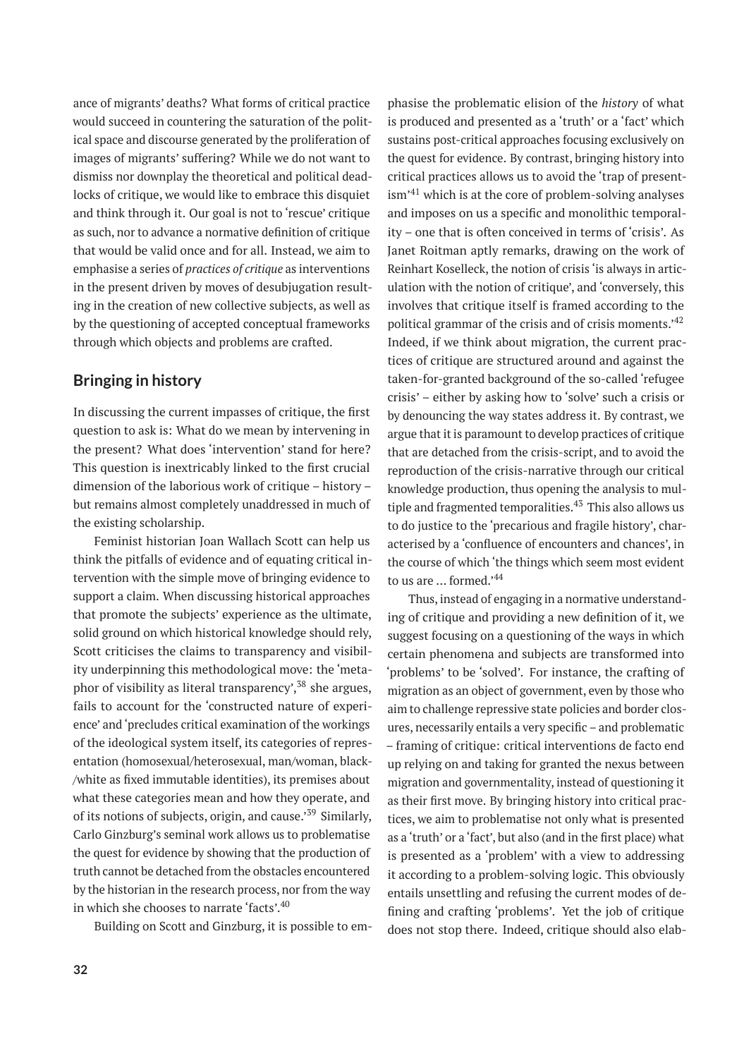ance of migrants' deaths? What forms of critical practice would succeed in countering the saturation of the political space and discourse generated by the proliferation of images of migrants' suffering? While we do not want to dismiss nor downplay the theoretical and political deadlocks of critique, we would like to embrace this disquiet and think through it. Our goal is not to 'rescue' critique as such, nor to advance a normative definition of critique that would be valid once and for all. Instead, we aim to emphasise a series of *practices of critique* as interventions in the present driven by moves of desubjugation resulting in the creation of new collective subjects, as well as by the questioning of accepted conceptual frameworks through which objects and problems are crafted.

## Bringing in history

In discussing the current impasses of critique, the first question to ask is: What do we mean by intervening in the present? What does 'intervention' stand for here? This question is inextricably linked to the first crucial dimension of the laborious work of critique – history – but remains almost completely unaddressed in much of the existing scholarship.

Feminist historian Joan Wallach Scott can help us think the pitfalls of evidence and of equating critical intervention with the simple move of bringing evidence to support a claim. When discussing historical approaches that promote the subjects' experience as the ultimate, solid ground on which historical knowledge should rely, Scott criticises the claims to transparency and visibility underpinning this methodological move: the 'metaphor of visibility as literal transparency',[38] she argues, fails to account for the 'constructed nature of experience' and 'precludes critical examination of the workings of the ideological system itself, its categories of representation (homosexual/heterosexual, man/woman, black-/white as fixed immutable identities), its premises about what these categories mean and how they operate, and of its notions of subjects, origin, and cause.'[39] Similarly, Carlo Ginzburg's seminal work allows us to problematise the quest for evidence by showing that the production of truth cannot be detached from the obstacles encountered by the historian in the research process, nor from the way in which she chooses to narrate 'facts'.[40]

Building on Scott and Ginzburg, it is possible to emphasise the problematic elision of the *history* of what is produced and presented as a 'truth' or a 'fact' which sustains post-critical approaches focusing exclusively on the quest for evidence. By contrast, bringing history into critical practices allows us to avoid the 'trap of presentism'[41] which is at the core of problem-solving analyses and imposes on us a specific and monolithic temporality – one that is often conceived in terms of 'crisis'. As Janet Roitman aptly remarks, drawing on the work of Reinhart Koselleck, the notion of crisis 'is always in articulation with the notion of critique', and 'conversely, this involves that critique itself is framed according to the political grammar of the crisis and of crisis moments.'[42] Indeed, if we think about migration, the current practices of critique are structured around and against the taken-for-granted background of the so-called 'refugee crisis' – either by asking how to 'solve' such a crisis or by denouncing the way states address it. By contrast, we argue that it is paramount to develop practices of critique that are detached from the crisis-script, and to avoid the reproduction of the crisis-narrative through our critical knowledge production, thus opening the analysis to multiple and fragmented temporalities.[43] This also allows us to do justice to the 'precarious and fragile history', characterised by a 'confluence of encounters and chances', in the course of which 'the things which seem most evident to us are … formed.'[44]

Thus, instead of engaging in a normative understanding of critique and providing a new definition of it, we suggest focusing on a questioning of the ways in which certain phenomena and subjects are transformed into 'problems' to be 'solved'. For instance, the crafting of migration as an object of government, even by those who aim to challenge repressive state policies and border closures, necessarily entails a very specific – and problematic – framing of critique: critical interventions de facto end up relying on and taking for granted the nexus between migration and governmentality, instead of questioning it as their first move. By bringing history into critical practices, we aim to problematise not only what is presented as a 'truth' or a 'fact', but also (and in the first place) what is presented as a 'problem' with a view to addressing it according to a problem-solving logic. This obviously entails unsettling and refusing the current modes of defining and crafting 'problems'. Yet the job of critique does not stop there. Indeed, critique should also elab-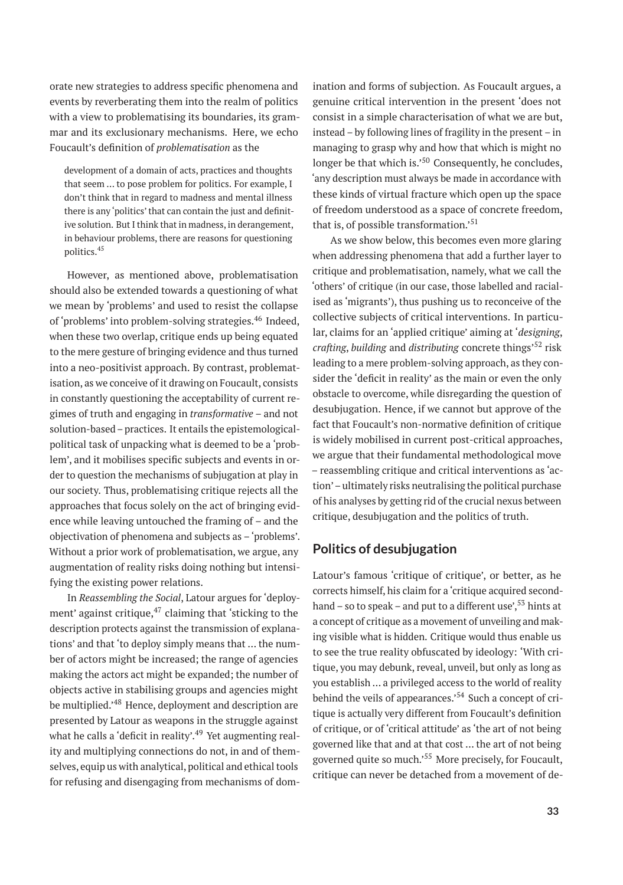orate new strategies to address specific phenomena and events by reverberating them into the realm of politics with a view to problematising its boundaries, its grammar and its exclusionary mechanisms. Here, we echo Foucault's definition of *problematisation* as the

> development of a domain of acts, practices and thoughts that seem … to pose problem for politics. For example, I don't think that in regard to madness and mental illness there is any 'politics' that can contain the just and definitive solution. But I think that in madness, in derangement, in behaviour problems, there are reasons for questioning politics.[45]

However, as mentioned above, problematisation should also be extended towards a questioning of what we mean by 'problems' and used to resist the collapse of 'problems' into problem-solving strategies.[46] Indeed, when these two overlap, critique ends up being equated to the mere gesture of bringing evidence and thus turned into a neo-positivist approach. By contrast, problematisation, as we conceive of it drawing on Foucault, consists in constantly questioning the acceptability of current regimes of truth and engaging in *transformative* – and not solution-based – practices. It entails the epistemological-political task of unpacking what is deemed to be a 'problem', and it mobilises specific subjects and events in order to question the mechanisms of subjugation at play in our society. Thus, problematising critique rejects all the approaches that focus solely on the act of bringing evidence while leaving untouched the framing of – and the objectivation of phenomena and subjects as – 'problems'. Without a prior work of problematisation, we argue, any augmentation of reality risks doing nothing but intensifying the existing power relations.

In *Reassembling the Social*, Latour argues for 'deployment' against critique,[47] claiming that 'sticking to the description protects against the transmission of explanations' and that 'to deploy simply means that … the number of actors might be increased; the range of agencies making the actors act might be expanded; the number of objects active in stabilising groups and agencies might be multiplied.'[48] Hence, deployment and description are presented by Latour as weapons in the struggle against what he calls a 'deficit in reality'.[49] Yet augmenting reality and multiplying connections do not, in and of themselves, equip us with analytical, political and ethical tools for refusing and disengaging from mechanisms of domination and forms of subjection. As Foucault argues, a genuine critical intervention in the present 'does not consist in a simple characterisation of what we are but, instead – by following lines of fragility in the present – in managing to grasp why and how that which is might no longer be that which is.'[50] Consequently, he concludes, 'any description must always be made in accordance with these kinds of virtual fracture which open up the space of freedom understood as a space of concrete freedom, that is, of possible transformation.'[51]

As we show below, this becomes even more glaring when addressing phenomena that add a further layer to critique and problematisation, namely, what we call the 'others' of critique (in our case, those labelled and racialised as 'migrants'), thus pushing us to reconceive of the collective subjects of critical interventions. In particular, claims for an 'applied critique' aiming at '*designing*, *crafting*, *building* and *distributing* concrete things'[52] risk leading to a mere problem-solving approach, as they consider the 'deficit in reality' as the main or even the only obstacle to overcome, while disregarding the question of desubjugation. Hence, if we cannot but approve of the fact that Foucault's non-normative definition of critique is widely mobilised in current post-critical approaches, we argue that their fundamental methodological move – reassembling critique and critical interventions as 'action' – ultimately risks neutralising the political purchase of his analyses by getting rid of the crucial nexus between critique, desubjugation and the politics of truth.

## Politics of desubjugation

Latour's famous 'critique of critique', or better, as he corrects himself, his claim for a 'critique acquired second-hand – so to speak – and put to a different use',[53] hints at a concept of critique as a movement of unveiling and making visible what is hidden. Critique would thus enable us to see the true reality obfuscated by ideology: 'With critique, you may debunk, reveal, unveil, but only as long as you establish … a privileged access to the world of reality behind the veils of appearances.'[54] Such a concept of critique is actually very different from Foucault's definition of critique, or of 'critical attitude' as 'the art of not being governed like that and at that cost … the art of not being governed quite so much.'[55] More precisely, for Foucault, critique can never be detached from a movement of de-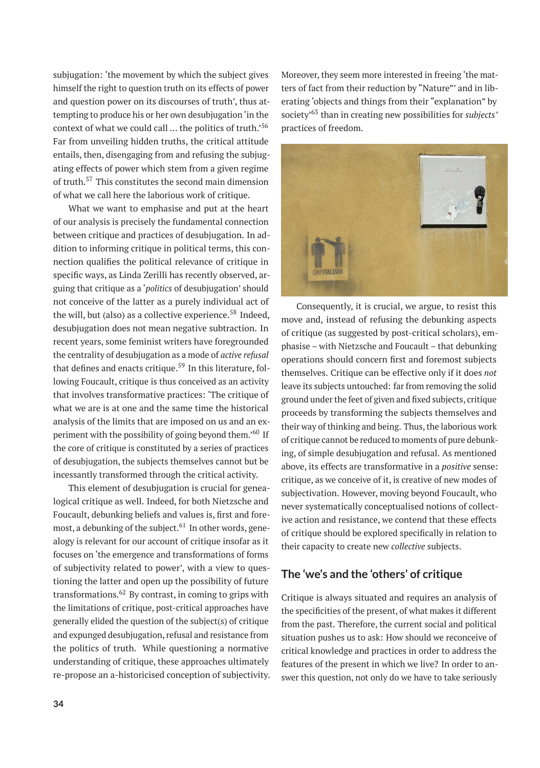subjugation: 'the movement by which the subject gives himself the right to question truth on its effects of power and question power on its discourses of truth', thus attempting to produce his or her own desubjugation 'in the context of what we could call … the politics of truth.'[56] Far from unveiling hidden truths, the critical attitude entails, then, disengaging from and refusing the subjugating effects of power which stem from a given regime of truth.[57] This constitutes the second main dimension of what we call here the laborious work of critique.

What we want to emphasise and put at the heart of our analysis is precisely the fundamental connection between critique and practices of desubjugation. In addition to informing critique in political terms, this connection qualifies the political relevance of critique in specific ways, as Linda Zerilli has recently observed, arguing that critique as a '*politics* of desubjugation' should not conceive of the latter as a purely individual act of the will, but (also) as a collective experience.[58] Indeed, desubjugation does not mean negative subtraction. In recent years, some feminist writers have foregrounded the centrality of desubjugation as a mode of *active refusal* that defines and enacts critique.[59] In this literature, following Foucault, critique is thus conceived as an activity that involves transformative practices: 'The critique of what we are is at one and the same time the historical analysis of the limits that are imposed on us and an experiment with the possibility of going beyond them.'[60] If the core of critique is constituted by a series of practices of desubjugation, the subjects themselves cannot but be incessantly transformed through the critical activity.

This element of desubjugation is crucial for genealogical critique as well. Indeed, for both Nietzsche and Foucault, debunking beliefs and values is, first and foremost, a debunking of the subject.[61] In other words, genealogy is relevant for our account of critique insofar as it focuses on 'the emergence and transformations of forms of subjectivity related to power', with a view to questioning the latter and open up the possibility of future transformations.[62] By contrast, in coming to grips with the limitations of critique, post-critical approaches have generally elided the question of the subject(s) of critique and expunged desubjugation, refusal and resistance from the politics of truth. While questioning a normative understanding of critique, these approaches ultimately re-propose an a-historicised conception of subjectivity. Moreover, they seem more interested in freeing 'the matters of fact from their reduction by "Nature"' and in liberating 'objects and things from their "explanation" by society'[63] than in creating new possibilities for *subjects'* practices of freedom.

Consequently, it is crucial, we argue, to resist this move and, instead of refusing the debunking aspects of critique (as suggested by post-critical scholars), emphasise – with Nietzsche and Foucault – that debunking operations should concern first and foremost subjects themselves. Critique can be effective only if it does *not* leave its subjects untouched: far from removing the solid ground under the feet of given and fixed subjects, critique proceeds by transforming the subjects themselves and their way of thinking and being. Thus, the laborious work of critique cannot be reduced to moments of pure debunking, of simple desubjugation and refusal. As mentioned above, its effects are transformative in a *positive* sense: critique, as we conceive of it, is creative of new modes of subjectivation. However, moving beyond Foucault, who never systematically conceptualised notions of collective action and resistance, we contend that these effects of critique should be explored specifically in relation to their capacity to create new *collective* subjects.

## The 'we's and the 'others' of critique

Critique is always situated and requires an analysis of the specificities of the present, of what makes it different from the past. Therefore, the current social and political situation pushes us to ask: How should we reconceive of critical knowledge and practices in order to address the features of the present in which we live? In order to answer this question, not only do we have to take seriously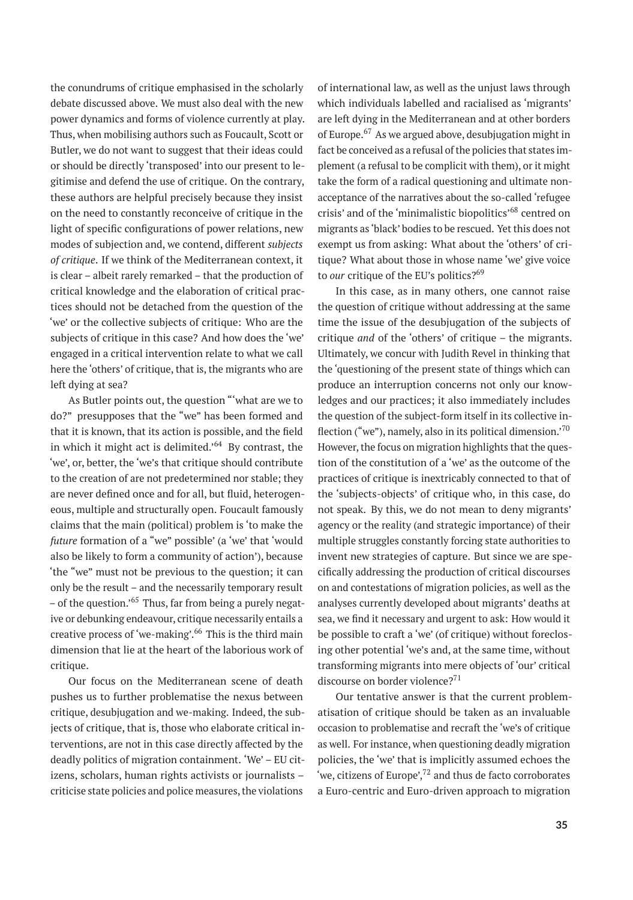the conundrums of critique emphasised in the scholarly debate discussed above. We must also deal with the new power dynamics and forms of violence currently at play. Thus, when mobilising authors such as Foucault, Scott or Butler, we do not want to suggest that their ideas could or should be directly 'transposed' into our present to legitimise and defend the use of critique. On the contrary, these authors are helpful precisely because they insist on the need to constantly reconceive of critique in the light of specific configurations of power relations, new modes of subjection and, we contend, different *subjects of critique*. If we think of the Mediterranean context, it is clear – albeit rarely remarked – that the production of critical knowledge and the elaboration of critical practices should not be detached from the question of the 'we' or the collective subjects of critique: Who are the subjects of critique in this case? And how does the 'we' engaged in a critical intervention relate to what we call here the 'others' of critique, that is, the migrants who are left dying at sea?

As Butler points out, the question "'what are we to do?" presupposes that the "we" has been formed and that it is known, that its action is possible, and the field in which it might act is delimited.'[64] By contrast, the 'we', or, better, the 'we's that critique should contribute to the creation of are not predetermined nor stable; they are never defined once and for all, but fluid, heterogeneous, multiple and structurally open. Foucault famously claims that the main (political) problem is 'to make the *future* formation of a "we" possible' (a 'we' that 'would also be likely to form a community of action'), because 'the "we" must not be previous to the question; it can only be the result – and the necessarily temporary result – of the question.'[65] Thus, far from being a purely negative or debunking endeavour, critique necessarily entails a creative process of 'we-making'.[66] This is the third main dimension that lie at the heart of the laborious work of critique.

Our focus on the Mediterranean scene of death pushes us to further problematise the nexus between critique, desubjugation and we-making. Indeed, the subjects of critique, that is, those who elaborate critical interventions, are not in this case directly affected by the deadly politics of migration containment. 'We' – EU citizens, scholars, human rights activists or journalists – criticise state policies and police measures, the violations of international law, as well as the unjust laws through which individuals labelled and racialised as 'migrants' are left dying in the Mediterranean and at other borders of Europe.[67] As we argued above, desubjugation might in fact be conceived as a refusal of the policies that states implement (a refusal to be complicit with them), or it might take the form of a radical questioning and ultimate non-acceptance of the narratives about the so-called 'refugee crisis' and of the 'minimalistic biopolitics'[68] centred on migrants as 'black' bodies to be rescued. Yet this does not exempt us from asking: What about the 'others' of critique? What about those in whose name 'we' give voice to *our* critique of the EU's politics?[69]

In this case, as in many others, one cannot raise the question of critique without addressing at the same time the issue of the desubjugation of the subjects of critique *and* of the 'others' of critique – the migrants. Ultimately, we concur with Judith Revel in thinking that the 'questioning of the present state of things which can produce an interruption concerns not only our knowledges and our practices; it also immediately includes the question of the subject-form itself in its collective inflection ("we"), namely, also in its political dimension.'[70] However, the focus on migration highlights that the question of the constitution of a 'we' as the outcome of the practices of critique is inextricably connected to that of the 'subjects-objects' of critique who, in this case, do not speak. By this, we do not mean to deny migrants' agency or the reality (and strategic importance) of their multiple struggles constantly forcing state authorities to invent new strategies of capture. But since we are specifically addressing the production of critical discourses on and contestations of migration policies, as well as the analyses currently developed about migrants' deaths at sea, we find it necessary and urgent to ask: How would it be possible to craft a 'we' (of critique) without foreclosing other potential 'we's and, at the same time, without transforming migrants into mere objects of 'our' critical discourse on border violence?[71]

Our tentative answer is that the current problematisation of critique should be taken as an invaluable occasion to problematise and recraft the 'we's of critique as well. For instance, when questioning deadly migration policies, the 'we' that is implicitly assumed echoes the 'we, citizens of Europe',[72] and thus de facto corroborates a Euro-centric and Euro-driven approach to migration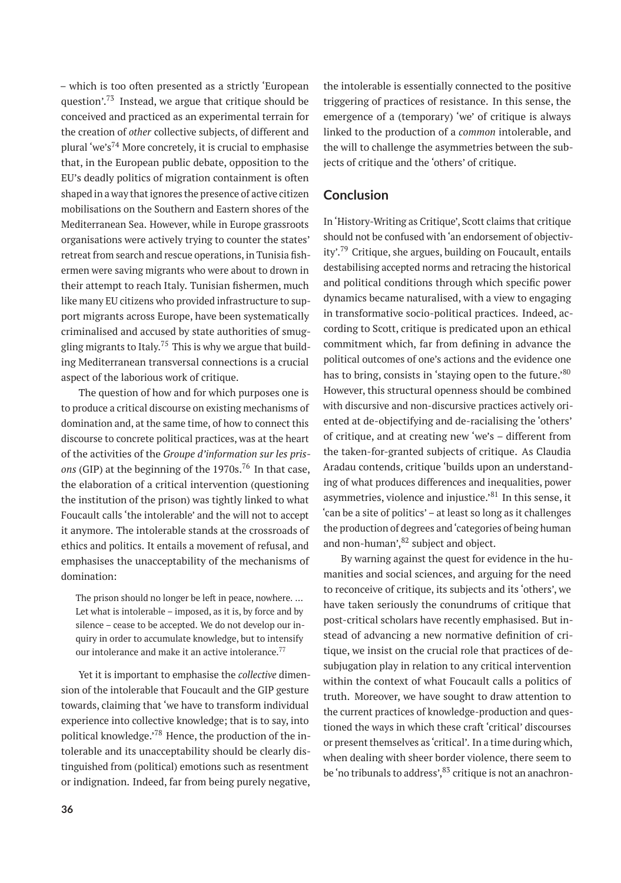– which is too often presented as a strictly 'European question'.[73] Instead, we argue that critique should be conceived and practiced as an experimental terrain for the creation of *other* collective subjects, of different and plural 'we's[74] More concretely, it is crucial to emphasise that, in the European public debate, opposition to the EU's deadly politics of migration containment is often shaped in a way that ignores the presence of active citizen mobilisations on the Southern and Eastern shores of the Mediterranean Sea. However, while in Europe grassroots organisations were actively trying to counter the states' retreat from search and rescue operations, in Tunisia fishermen were saving migrants who were about to drown in their attempt to reach Italy. Tunisian fishermen, much like many EU citizens who provided infrastructure to support migrants across Europe, have been systematically criminalised and accused by state authorities of smuggling migrants to Italy.[75] This is why we argue that building Mediterranean transversal connections is a crucial aspect of the laborious work of critique.

The question of how and for which purposes one is to produce a critical discourse on existing mechanisms of domination and, at the same time, of how to connect this discourse to concrete political practices, was at the heart of the activities of the *Groupe d'information sur les prisons* (GIP) at the beginning of the 1970s.[76] In that case, the elaboration of a critical intervention (questioning the institution of the prison) was tightly linked to what Foucault calls 'the intolerable' and the will not to accept it anymore. The intolerable stands at the crossroads of ethics and politics. It entails a movement of refusal, and emphasises the unacceptability of the mechanisms of domination:

> The prison should no longer be left in peace, nowhere. … Let what is intolerable – imposed, as it is, by force and by silence – cease to be accepted. We do not develop our inquiry in order to accumulate knowledge, but to intensify our intolerance and make it an active intolerance.[77]

Yet it is important to emphasise the *collective* dimension of the intolerable that Foucault and the GIP gesture towards, claiming that 'we have to transform individual experience into collective knowledge; that is to say, into political knowledge.'[78] Hence, the production of the intolerable and its unacceptability should be clearly distinguished from (political) emotions such as resentment or indignation. Indeed, far from being purely negative, the intolerable is essentially connected to the positive triggering of practices of resistance. In this sense, the emergence of a (temporary) 'we' of critique is always linked to the production of a *common* intolerable, and the will to challenge the asymmetries between the subjects of critique and the 'others' of critique.

## Conclusion

In 'History-Writing as Critique', Scott claims that critique should not be confused with 'an endorsement of objectivity'.[79] Critique, she argues, building on Foucault, entails destabilising accepted norms and retracing the historical and political conditions through which specific power dynamics became naturalised, with a view to engaging in transformative socio-political practices. Indeed, according to Scott, critique is predicated upon an ethical commitment which, far from defining in advance the political outcomes of one's actions and the evidence one has to bring, consists in 'staying open to the future.'[80] However, this structural openness should be combined with discursive and non-discursive practices actively oriented at de-objectifying and de-racialising the 'others' of critique, and at creating new 'we's – different from the taken-for-granted subjects of critique. As Claudia Aradau contends, critique 'builds upon an understanding of what produces differences and inequalities, power asymmetries, violence and injustice.'[81] In this sense, it 'can be a site of politics' – at least so long as it challenges the production of degrees and 'categories of being human and non-human',[82] subject and object.

By warning against the quest for evidence in the humanities and social sciences, and arguing for the need to reconceive of critique, its subjects and its 'others', we have taken seriously the conundrums of critique that post-critical scholars have recently emphasised. But instead of advancing a new normative definition of critique, we insist on the crucial role that practices of de-subjugation play in relation to any critical intervention within the context of what Foucault calls a politics of truth. Moreover, we have sought to draw attention to the current practices of knowledge-production and questioned the ways in which these craft 'critical' discourses or present themselves as 'critical'. In a time during which, when dealing with sheer border violence, there seem to be 'no tribunals to address',[83] critique is not an anachron-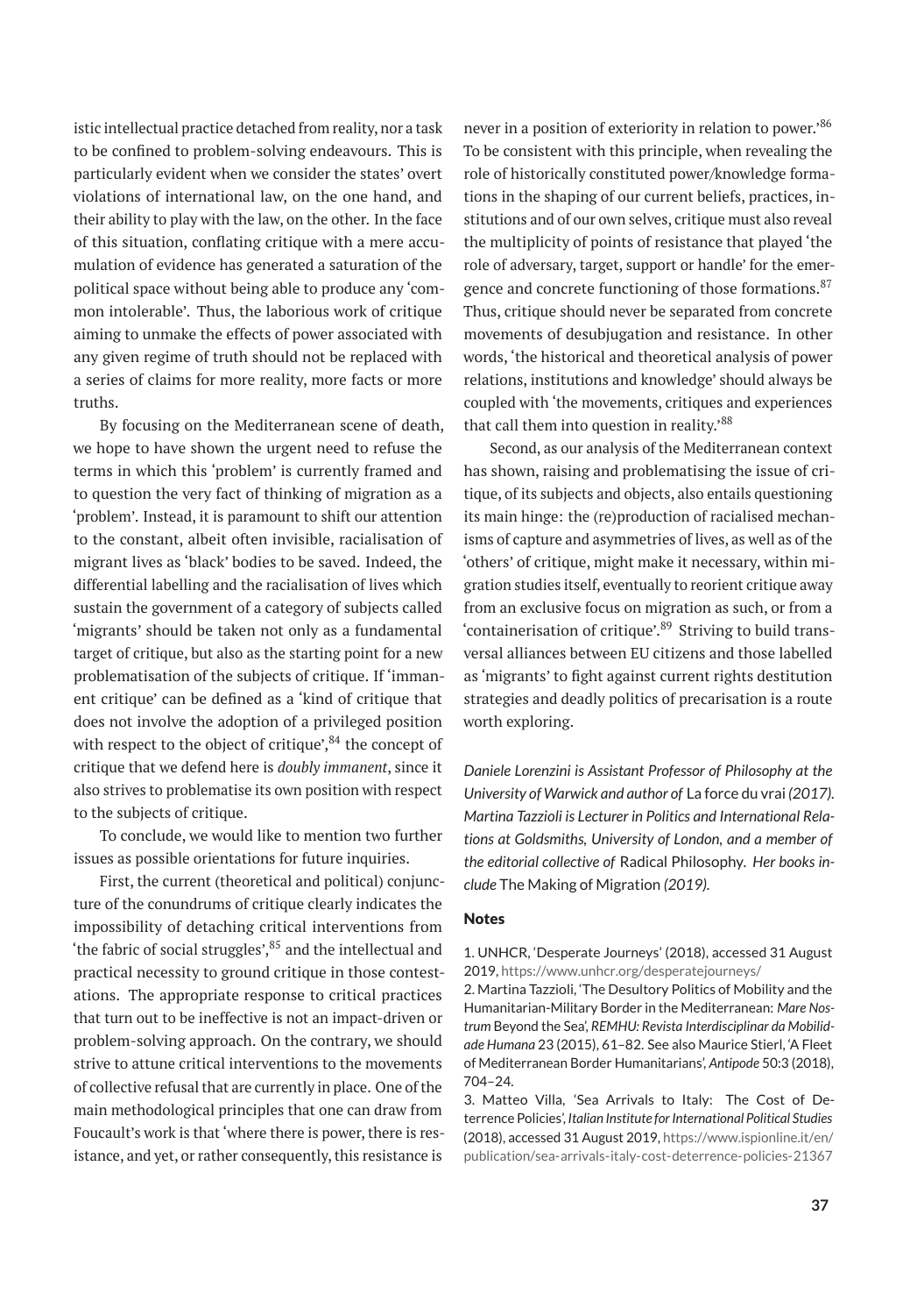istic intellectual practice detached from reality, nor a task to be confined to problem-solving endeavours. This is particularly evident when we consider the states' overt violations of international law, on the one hand, and their ability to play with the law, on the other. In the face of this situation, conflating critique with a mere accumulation of evidence has generated a saturation of the political space without being able to produce any 'common intolerable'. Thus, the laborious work of critique aiming to unmake the effects of power associated with any given regime of truth should not be replaced with a series of claims for more reality, more facts or more truths.

By focusing on the Mediterranean scene of death, we hope to have shown the urgent need to refuse the terms in which this 'problem' is currently framed and to question the very fact of thinking of migration as a 'problem'. Instead, it is paramount to shift our attention to the constant, albeit often invisible, racialisation of migrant lives as 'black' bodies to be saved. Indeed, the differential labelling and the racialisation of lives which sustain the government of a category of subjects called 'migrants' should be taken not only as a fundamental target of critique, but also as the starting point for a new problematisation of the subjects of critique. If 'immanent critique' can be defined as a 'kind of critique that does not involve the adoption of a privileged position with respect to the object of critique',[84] the concept of critique that we defend here is *doubly immanent*, since it also strives to problematise its own position with respect to the subjects of critique.

To conclude, we would like to mention two further issues as possible orientations for future inquiries.

First, the current (theoretical and political) conjuncture of the conundrums of critique clearly indicates the impossibility of detaching critical interventions from 'the fabric of social struggles',[85] and the intellectual and practical necessity to ground critique in those contestations. The appropriate response to critical practices that turn out to be ineffective is not an impact-driven or problem-solving approach. On the contrary, we should strive to attune critical interventions to the movements of collective refusal that are currently in place. One of the main methodological principles that one can draw from Foucault's work is that 'where there is power, there is resistance, and yet, or rather consequently, this resistance is never in a position of exteriority in relation to power.'[86] To be consistent with this principle, when revealing the role of historically constituted power/knowledge formations in the shaping of our current beliefs, practices, institutions and of our own selves, critique must also reveal the multiplicity of points of resistance that played 'the role of adversary, target, support or handle' for the emergence and concrete functioning of those formations.[87] Thus, critique should never be separated from concrete movements of desubjugation and resistance. In other words, 'the historical and theoretical analysis of power relations, institutions and knowledge' should always be coupled with 'the movements, critiques and experiences that call them into question in reality.'[88]

Second, as our analysis of the Mediterranean context has shown, raising and problematising the issue of critique, of its subjects and objects, also entails questioning its main hinge: the (re)production of racialised mechanisms of capture and asymmetries of lives, as well as of the 'others' of critique, might make it necessary, within migration studies itself, eventually to reorient critique away from an exclusive focus on migration as such, or from a 'containerisation of critique'.[89] Striving to build transversal alliances between EU citizens and those labelled as 'migrants' to fight against current rights destitution strategies and deadly politics of precarisation is a route worth exploring.

*Daniele Lorenzini is Assistant Professor of Philosophy at the University of Warwick and author of* La force du vrai *(2017). Martina Tazzioli is Lecturer in Politics and International Relations at Goldsmiths, University of London, and a member of the editorial collective of* Radical Philosophy. *Her books include* The Making of Migration *(2019).*

## Notes

1. UNHCR, 'Desperate Journeys' (2018), accessed 31 August 2019, https://www.unhcr.org/desperatejourneys/

2. Martina Tazzioli, 'The Desultory Politics of Mobility and the Humanitarian-Military Border in the Mediterranean: *Mare Nostrum* Beyond the Sea', *REMHU: Revista Interdisciplinar da Mobilidade Humana* 23 (2015), 61–82. See also Maurice Stierl, 'A Fleet of Mediterranean Border Humanitarians', *Antipode* 50:3 (2018), 704–24.

3. Matteo Villa, 'Sea Arrivals to Italy: The Cost of Deterrence Policies', *Italian Institute for International Political Studies* (2018), accessed 31 August 2019, https://www.ispionline.it/en/publication/sea-arrivals-italy-cost-deterrence-policies-21367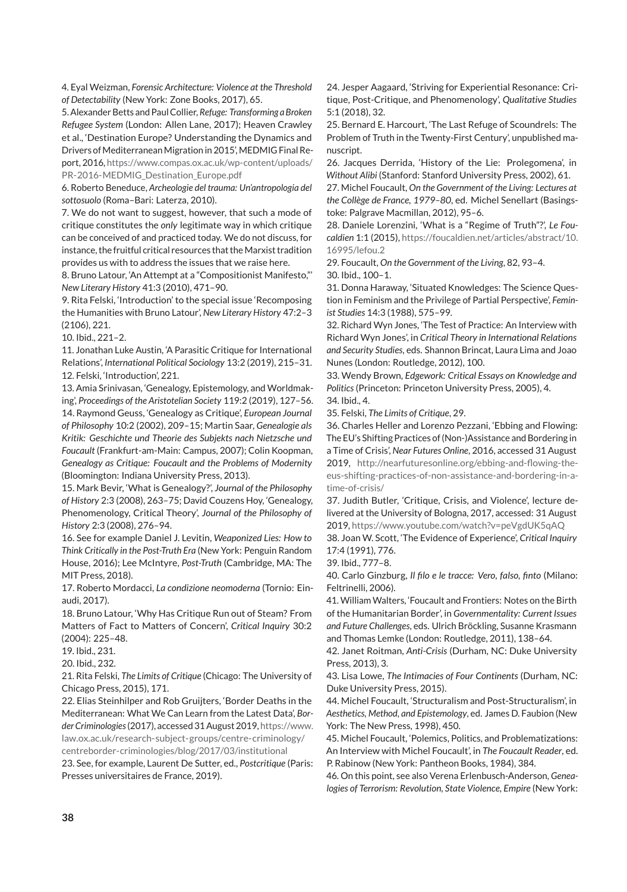4. Eyal Weizman, *Forensic Architecture: Violence at the Threshold of Detectability* (New York: Zone Books, 2017), 65.

5. Alexander Betts and Paul Collier, *Refuge: Transforming a Broken Refugee System* (London: Allen Lane, 2017); Heaven Crawley et al., 'Destination Europe? Understanding the Dynamics and Drivers of Mediterranean Migration in 2015', MEDMIG Final Report, 2016, https://www.compas.ox.ac.uk/wp-content/uploads/PR-2016-MEDMIG_Destination_Europe.pdf

6. Roberto Beneduce, *Archeologie del trauma: Un'antropologia del sottosuolo* (Roma–Bari: Laterza, 2010).

7. We do not want to suggest, however, that such a mode of critique constitutes the *only* legitimate way in which critique can be conceived of and practiced today. We do not discuss, for instance, the fruitful critical resources that the Marxist tradition provides us with to address the issues that we raise here.

8. Bruno Latour, 'An Attempt at a "Compositionist Manifesto,"' *New Literary History* 41:3 (2010), 471–90.

9. Rita Felski, 'Introduction' to the special issue 'Recomposing the Humanities with Bruno Latour', *New Literary History* 47:2–3 (2106), 221.

10. Ibid., 221–2.

11. Jonathan Luke Austin, 'A Parasitic Critique for International Relations', *International Political Sociology* 13:2 (2019), 215–31.

12. Felski, 'Introduction', 221.

13. Amia Srinivasan, 'Genealogy, Epistemology, and Worldmaking', *Proceedings of the Aristotelian Society* 119:2 (2019), 127–56.

14. Raymond Geuss, 'Genealogy as Critique', *European Journal of Philosophy* 10:2 (2002), 209–15; Martin Saar, *Genealogie als Kritik: Geschichte und Theorie des Subjekts nach Nietzsche und Foucault* (Frankfurt-am-Main: Campus, 2007); Colin Koopman, *Genealogy as Critique: Foucault and the Problems of Modernity* (Bloomington: Indiana University Press, 2013).

15. Mark Bevir, 'What is Genealogy?', *Journal of the Philosophy of History* 2:3 (2008), 263–75; David Couzens Hoy, 'Genealogy, Phenomenology, Critical Theory', *Journal of the Philosophy of History* 2:3 (2008), 276–94.

16. See for example Daniel J. Levitin, *Weaponized Lies: How to Think Critically in the Post-Truth Era* (New York: Penguin Random House, 2016); Lee McIntyre, *Post-Truth* (Cambridge, MA: The MIT Press, 2018).

17. Roberto Mordacci, *La condizione neomoderna* (Tornio: Einaudi, 2017).

18. Bruno Latour, 'Why Has Critique Run out of Steam? From Matters of Fact to Matters of Concern', *Critical Inquiry* 30:2 (2004): 225–48.

19. Ibid., 231.

20. Ibid., 232.

21. Rita Felski, *The Limits of Critique* (Chicago: The University of Chicago Press, 2015), 171.

22. Elias Steinhilper and Rob Gruijters, 'Border Deaths in the Mediterranean: What We Can Learn from the Latest Data', *Border Criminologies* (2017), accessed 31 August 2019, https://www.law.ox.ac.uk/research-subject-groups/centre-criminology/centreborder-criminologies/blog/2017/03/institutional

23. See, for example, Laurent De Sutter, ed., *Postcritique* (Paris: Presses universitaires de France, 2019).

24. Jesper Aagaard, 'Striving for Experiential Resonance: Critique, Post-Critique, and Phenomenology', *Qualitative Studies* 5:1 (2018), 32.

25. Bernard E. Harcourt, 'The Last Refuge of Scoundrels: The Problem of Truth in the Twenty-First Century', unpublished manuscript.

26. Jacques Derrida, 'History of the Lie: Prolegomena', in *Without Alibi* (Stanford: Stanford University Press, 2002), 61.

27. Michel Foucault, *On the Government of the Living: Lectures at the Collège de France, 1979–80*, ed. Michel Senellart (Basingstoke: Palgrave Macmillan, 2012), 95–6.

28. Daniele Lorenzini, 'What is a "Regime of Truth"?', *Le Foucaldien* 1:1 (2015), https://foucaldien.net/articles/abstract/10.16995/lefou.2

29. Foucault, *On the Government of the Living*, 82, 93–4.

30. Ibid., 100–1.

31. Donna Haraway, 'Situated Knowledges: The Science Question in Feminism and the Privilege of Partial Perspective', *Feminist Studies* 14:3 (1988), 575–99.

32. Richard Wyn Jones, 'The Test of Practice: An Interview with Richard Wyn Jones', in *Critical Theory in International Relations and Security Studies*, eds. Shannon Brincat, Laura Lima and Joao Nunes (London: Routledge, 2012), 100.

33. Wendy Brown, *Edgework: Critical Essays on Knowledge and Politics* (Princeton: Princeton University Press, 2005), 4.

34. Ibid., 4.

35. Felski, *The Limits of Critique*, 29.

36. Charles Heller and Lorenzo Pezzani, 'Ebbing and Flowing: The EU's Shifting Practices of (Non-)Assistance and Bordering in a Time of Crisis', *Near Futures Online*, 2016, accessed 31 August 2019, http://nearfuturesonline.org/ebbing-and-flowing-the-eus-shifting-practices-of-non-assistance-and-bordering-in-a-time-of-crisis/

37. Judith Butler, 'Critique, Crisis, and Violence', lecture delivered at the University of Bologna, 2017, accessed: 31 August 2019, https://www.youtube.com/watch?v=peVgdUK5qAQ

38. Joan W. Scott, 'The Evidence of Experience', *Critical Inquiry* 17:4 (1991), 776.

39. Ibid., 777–8.

40. Carlo Ginzburg, *Il filo e le tracce: Vero, falso, finto* (Milano: Feltrinelli, 2006).

41. William Walters, 'Foucault and Frontiers: Notes on the Birth of the Humanitarian Border', in *Governmentality: Current Issues and Future Challenges*, eds. Ulrich Bröckling, Susanne Krasmann and Thomas Lemke (London: Routledge, 2011), 138–64.

42. Janet Roitman, *Anti-Crisis* (Durham, NC: Duke University Press, 2013), 3.

43. Lisa Lowe, *The Intimacies of Four Continents* (Durham, NC: Duke University Press, 2015).

44. Michel Foucault, 'Structuralism and Post-Structuralism', in *Aesthetics, Method, and Epistemology*, ed. James D. Faubion (New York: The New Press, 1998), 450.

45. Michel Foucault, 'Polemics, Politics, and Problematizations: An Interview with Michel Foucault', in *The Foucault Reader*, ed. P. Rabinow (New York: Pantheon Books, 1984), 384.

46. On this point, see also Verena Erlenbusch-Anderson, *Genealogies of Terrorism: Revolution, State Violence, Empire* (New York: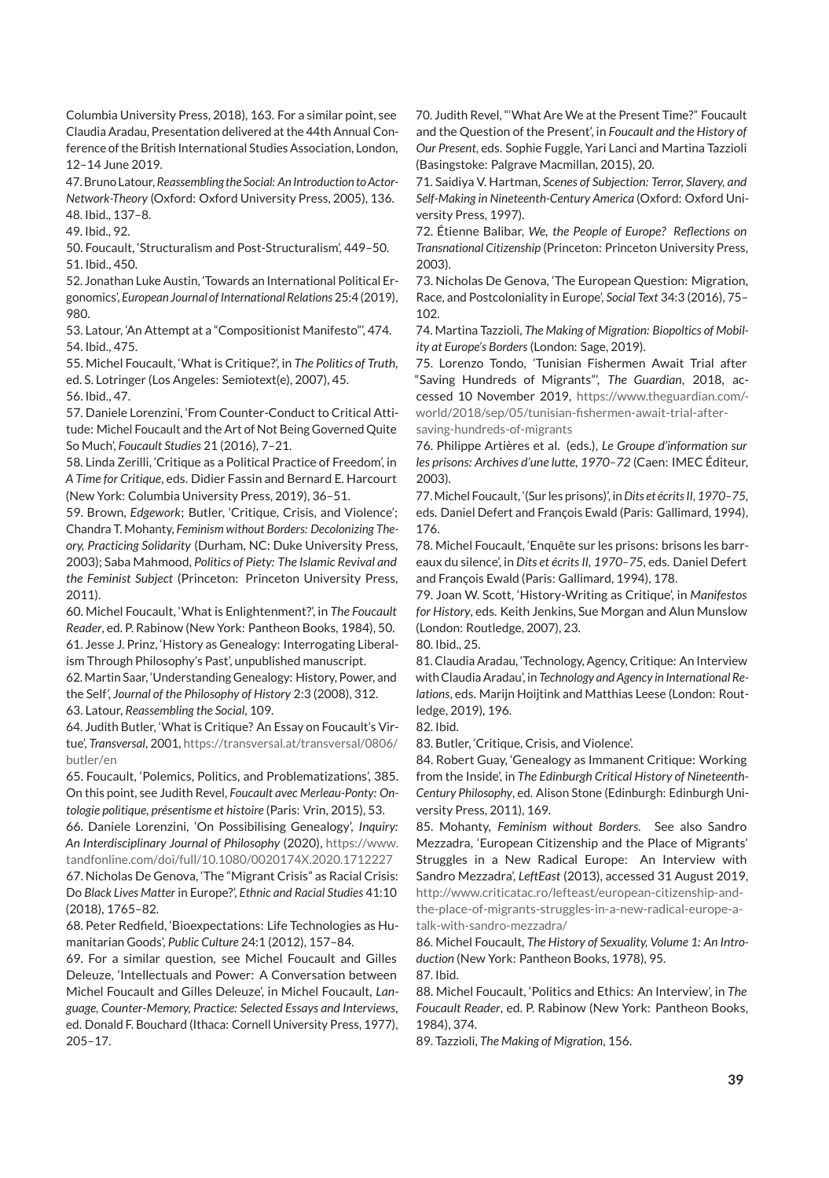Columbia University Press, 2018), 163. For a similar point, see Claudia Aradau, Presentation delivered at the 44th Annual Conference of the British International Studies Association, London, 12–14 June 2019.

47. Bruno Latour, *Reassembling the Social: An Introduction to Actor-Network-Theory* (Oxford: Oxford University Press, 2005), 136.

48. Ibid., 137–8.

49. Ibid., 92.

50. Foucault, 'Structuralism and Post-Structuralism', 449–50.

51. Ibid., 450.

52. Jonathan Luke Austin, 'Towards an International Political Ergonomics', *European Journal of International Relations* 25:4 (2019), 980.

53. Latour, 'An Attempt at a "Compositionist Manifesto"', 474.

54. Ibid., 475.

55. Michel Foucault, 'What is Critique?', in *The Politics of Truth*, ed. S. Lotringer (Los Angeles: Semiotext(e), 2007), 45.

56. Ibid., 47.

57. Daniele Lorenzini, 'From Counter-Conduct to Critical Attitude: Michel Foucault and the Art of Not Being Governed Quite So Much', *Foucault Studies* 21 (2016), 7–21.

58. Linda Zerilli, 'Critique as a Political Practice of Freedom', in *A Time for Critique*, eds. Didier Fassin and Bernard E. Harcourt (New York: Columbia University Press, 2019), 36–51.

59. Brown, *Edgework*; Butler, 'Critique, Crisis, and Violence'; Chandra T. Mohanty, *Feminism without Borders: Decolonizing Theory, Practicing Solidarity* (Durham, NC: Duke University Press, 2003); Saba Mahmood, *Politics of Piety: The Islamic Revival and the Feminist Subject* (Princeton: Princeton University Press, 2011).

60. Michel Foucault, 'What is Enlightenment?', in *The Foucault Reader*, ed. P. Rabinow (New York: Pantheon Books, 1984), 50.

61. Jesse J. Prinz, 'History as Genealogy: Interrogating Liberalism Through Philosophy's Past', unpublished manuscript.

62. Martin Saar, 'Understanding Genealogy: History, Power, and the Self', *Journal of the Philosophy of History* 2:3 (2008), 312.

63. Latour, *Reassembling the Social*, 109.

64. Judith Butler, 'What is Critique? An Essay on Foucault's Virtue', *Transversal*, 2001, https://transversal.at/transversal/0806/butler/en

65. Foucault, 'Polemics, Politics, and Problematizations', 385. On this point, see Judith Revel, *Foucault avec Merleau-Ponty: Ontologie politique, présentisme et histoire* (Paris: Vrin, 2015), 53.

66. Daniele Lorenzini, 'On Possibilising Genealogy', *Inquiry: An Interdisciplinary Journal of Philosophy* (2020), https://www.tandfonline.com/doi/full/10.1080/0020174X.2020.1712227

67. Nicholas De Genova, 'The "Migrant Crisis" as Racial Crisis: Do *Black Lives Matter* in Europe?', *Ethnic and Racial Studies* 41:10 (2018), 1765–82.

68. Peter Redfield, 'Bioexpectations: Life Technologies as Humanitarian Goods', *Public Culture* 24:1 (2012), 157–84.

69. For a similar question, see Michel Foucault and Gilles Deleuze, 'Intellectuals and Power: A Conversation between Michel Foucault and Gilles Deleuze', in Michel Foucault, *Language, Counter-Memory, Practice: Selected Essays and Interviews*, ed. Donald F. Bouchard (Ithaca: Cornell University Press, 1977), 205–17.

70. Judith Revel, '"What Are We at the Present Time?" Foucault and the Question of the Present', in *Foucault and the History of Our Present*, eds. Sophie Fuggle, Yari Lanci and Martina Tazzioli (Basingstoke: Palgrave Macmillan, 2015), 20.

71. Saidiya V. Hartman, *Scenes of Subjection: Terror, Slavery, and Self-Making in Nineteenth-Century America* (Oxford: Oxford University Press, 1997).

72. Étienne Balibar, *We, the People of Europe? Reflections on Transnational Citizenship* (Princeton: Princeton University Press, 2003).

73. Nicholas De Genova, 'The European Question: Migration, Race, and Postcoloniality in Europe', *Social Text* 34:3 (2016), 75–102.

74. Martina Tazzioli, *The Making of Migration: Biopoltics of Mobility at Europe's Borders* (London: Sage, 2019).

75. Lorenzo Tondo, 'Tunisian Fishermen Await Trial after "Saving Hundreds of Migrants"', *The Guardian*, 2018, accessed 10 November 2019, https://www.theguardian.com/-world/2018/sep/05/tunisian-fishermen-await-trial-after-saving-hundreds-of-migrants

76. Philippe Artières et al. (eds.), *Le Groupe d'information sur les prisons: Archives d'une lutte, 1970–72* (Caen: IMEC Éditeur, 2003).

77. Michel Foucault, '(Sur les prisons)', in *Dits et écrits II, 1970–75*, eds. Daniel Defert and François Ewald (Paris: Gallimard, 1994), 176.

78. Michel Foucault, 'Enquête sur les prisons: brisons les barreaux du silence', in *Dits et écrits II, 1970–75*, eds. Daniel Defert and François Ewald (Paris: Gallimard, 1994), 178.

79. Joan W. Scott, 'History-Writing as Critique', in *Manifestos for History*, eds. Keith Jenkins, Sue Morgan and Alun Munslow (London: Routledge, 2007), 23.

80. Ibid., 25.

81. Claudia Aradau, 'Technology, Agency, Critique: An Interview with Claudia Aradau', in *Technology and Agency in International Relations*, eds. Marijn Hoijtink and Matthias Leese (London: Routledge, 2019), 196.

82. Ibid.

83. Butler, 'Critique, Crisis, and Violence'.

84. Robert Guay, 'Genealogy as Immanent Critique: Working from the Inside', in *The Edinburgh Critical History of Nineteenth-Century Philosophy*, ed. Alison Stone (Edinburgh: Edinburgh University Press, 2011), 169.

85. Mohanty, *Feminism without Borders*. See also Sandro Mezzadra, 'European Citizenship and the Place of Migrants' Struggles in a New Radical Europe: An Interview with Sandro Mezzadra', *LeftEast* (2013), accessed 31 August 2019, http://www.criticatac.ro/lefteast/european-citizenship-and-the-place-of-migrants-struggles-in-a-new-radical-europe-a-talk-with-sandro-mezzadra/

86. Michel Foucault, *The History of Sexuality, Volume 1: An Introduction* (New York: Pantheon Books, 1978), 95.

87. Ibid.

88. Michel Foucault, 'Politics and Ethics: An Interview', in *The Foucault Reader*, ed. P. Rabinow (New York: Pantheon Books, 1984), 374.

89. Tazzioli, *The Making of Migration*, 156.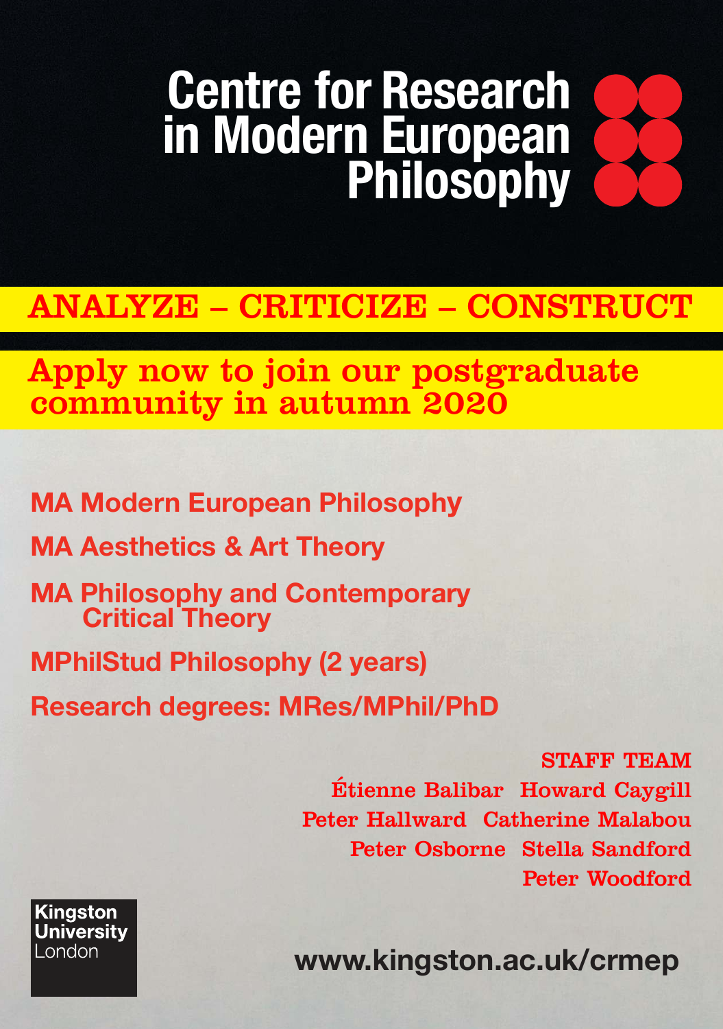# Centre for Research in Modern European Philosophy

## ANALYZE – CRITICIZE – CONSTRUCT

## Apply now to join our postgraduate community in autumn 2020

**MA Modern European Philosophy**

**MA Aesthetics & Art Theory**

**MA Philosophy and Contemporary Critical Theory**

**MPhilStud Philosophy (2 years)**

**Research degrees: MRes/MPhil/PhD**

STAFF TEAM

Étienne Balibar  Howard Caygill
Peter Hallward  Catherine Malabou
Peter Osborne  Stella Sandford
Peter Woodford

Kingston University London

**www.kingston.ac.uk/crmep**